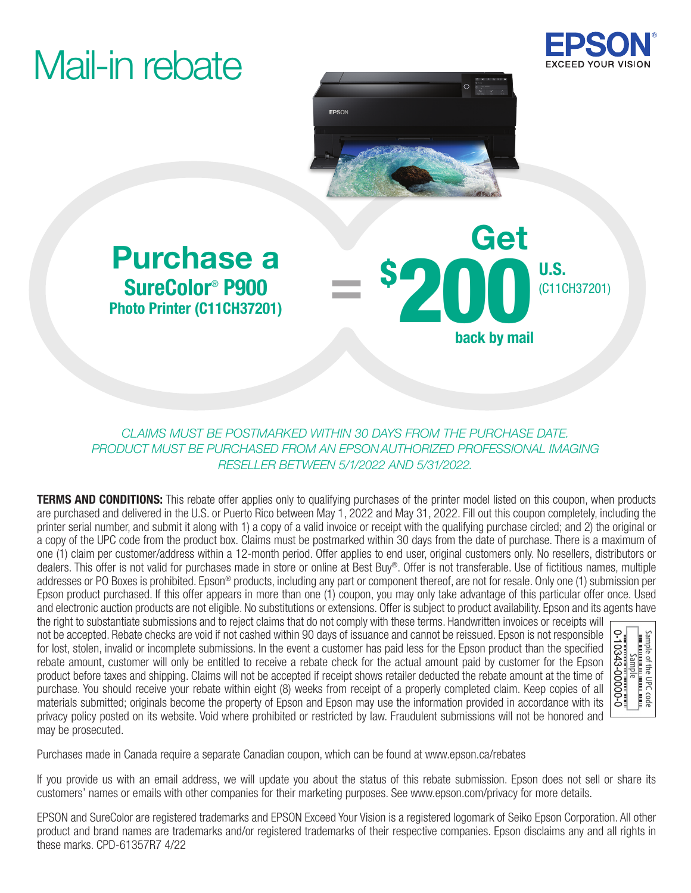# Mail-in rebate

EPSON
EXCEED YOUR VISION

## Purchase a SureColor® P900 Photo Printer (C11CH37201)

= **Get $200 U.S.** (C11CH37201) **back by mail**

*CLAIMS MUST BE POSTMARKED WITHIN 30 DAYS FROM THE PURCHASE DATE.*
*PRODUCT MUST BE PURCHASED FROM AN EPSON AUTHORIZED PROFESSIONAL IMAGING RESELLER BETWEEN 5/1/2022 AND 5/31/2022.*

**TERMS AND CONDITIONS:** This rebate offer applies only to qualifying purchases of the printer model listed on this coupon, when products are purchased and delivered in the U.S. or Puerto Rico between May 1, 2022 and May 31, 2022. Fill out this coupon completely, including the printer serial number, and submit it along with 1) a copy of a valid invoice or receipt with the qualifying purchase circled; and 2) the original or a copy of the UPC code from the product box. Claims must be postmarked within 30 days from the date of purchase. There is a maximum of one (1) claim per customer/address within a 12-month period. Offer applies to end user, original customers only. No resellers, distributors or dealers. This offer is not valid for purchases made in store or online at Best Buy®. Offer is not transferable. Use of fictitious names, multiple addresses or PO Boxes is prohibited. Epson® products, including any part or component thereof, are not for resale. Only one (1) submission per Epson product purchased. If this offer appears in more than one (1) coupon, you may only take advantage of this particular offer once. Used and electronic auction products are not eligible. No substitutions or extensions. Offer is subject to product availability. Epson and its agents have the right to substantiate submissions and to reject claims that do not comply with these terms. Handwritten invoices or receipts will not be accepted. Rebate checks are void if not cashed within 90 days of issuance and cannot be reissued. Epson is not responsible for lost, stolen, invalid or incomplete submissions. In the event a customer has paid less for the Epson product than the specified rebate amount, customer will only be entitled to receive a rebate check for the actual amount paid by customer for the Epson product before taxes and shipping. Claims will not be accepted if receipt shows retailer deducted the rebate amount at the time of purchase. You should receive your rebate within eight (8) weeks from receipt of a properly completed claim. Keep copies of all materials submitted; originals become the property of Epson and Epson may use the information provided in accordance with its privacy policy posted on its website. Void where prohibited or restricted by law. Fraudulent submissions will not be honored and may be prosecuted.

Sample of the UPC code
Sample
0-10343-00000-0

Purchases made in Canada require a separate Canadian coupon, which can be found at www.epson.ca/rebates

If you provide us with an email address, we will update you about the status of this rebate submission. Epson does not sell or share its customers' names or emails with other companies for their marketing purposes. See www.epson.com/privacy for more details.

EPSON and SureColor are registered trademarks and EPSON Exceed Your Vision is a registered logomark of Seiko Epson Corporation. All other product and brand names are trademarks and/or registered trademarks of their respective companies. Epson disclaims any and all rights in these marks. CPD-61357R7 4/22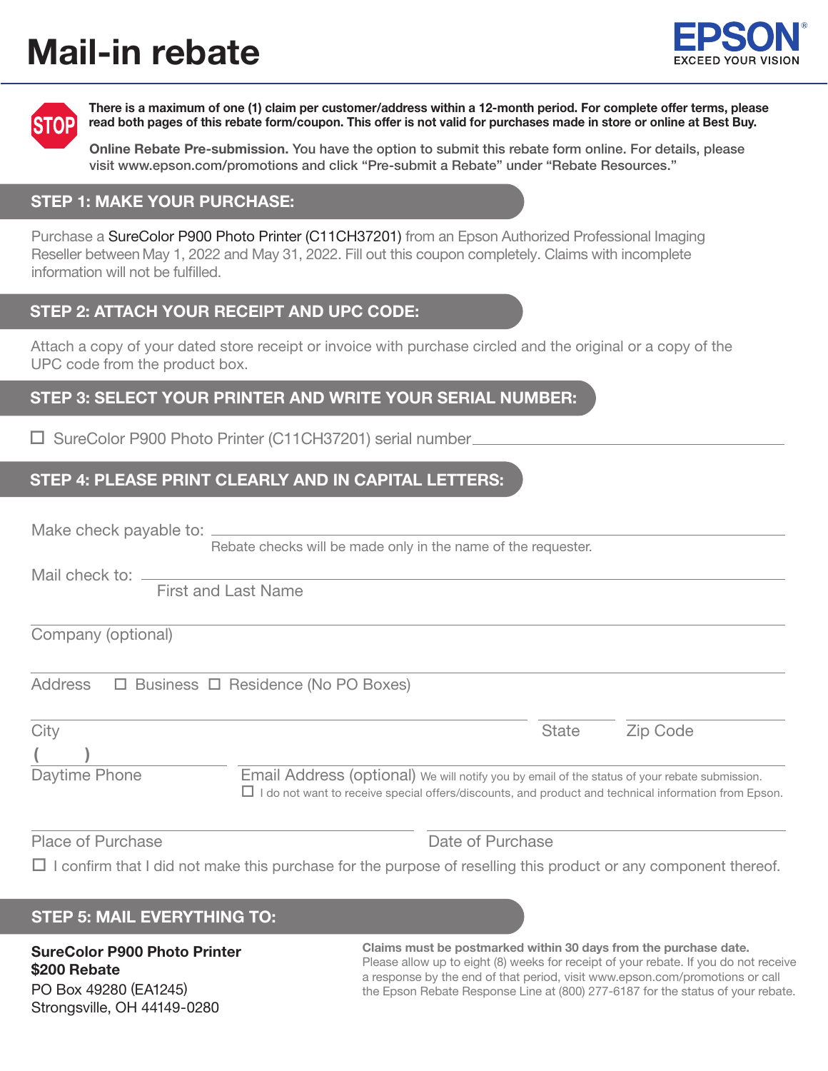# Mail-in rebate

EPSON
EXCEED YOUR VISION

STOP

**There is a maximum of one (1) claim per customer/address within a 12-month period. For complete offer terms, please read both pages of this rebate form/coupon. This offer is not valid for purchases made in store or online at Best Buy.**

**Online Rebate Pre-submission.** You have the option to submit this rebate form online. For details, please visit www.epson.com/promotions and click "Pre-submit a Rebate" under "Rebate Resources."

## STEP 1: MAKE YOUR PURCHASE:

Purchase a SureColor P900 Photo Printer (C11CH37201) from an Epson Authorized Professional Imaging Reseller between May 1, 2022 and May 31, 2022. Fill out this coupon completely. Claims with incomplete information will not be fulfilled.

## STEP 2: ATTACH YOUR RECEIPT AND UPC CODE:

Attach a copy of your dated store receipt or invoice with purchase circled and the original or a copy of the UPC code from the product box.

## STEP 3: SELECT YOUR PRINTER AND WRITE YOUR SERIAL NUMBER:

☐ SureColor P900 Photo Printer (C11CH37201) serial number ____________________

## STEP 4: PLEASE PRINT CLEARLY AND IN CAPITAL LETTERS:

Make check payable to: ____________________
Rebate checks will be made only in the name of the requester.

Mail check to: ____________________
First and Last Name

____________________
Company (optional)

____________________
Address ☐ Business ☐ Residence (No PO Boxes)

____________________
City | State | Zip Code

( )
____________________
Daytime Phone

____________________
Email Address (optional) We will notify you by email of the status of your rebate submission.
☐ I do not want to receive special offers/discounts, and product and technical information from Epson.

____________________
Place of Purchase

____________________
Date of Purchase

☐ I confirm that I did not make this purchase for the purpose of reselling this product or any component thereof.

## STEP 5: MAIL EVERYTHING TO:

**SureColor P900 Photo Printer**
**$200 Rebate**
PO Box 49280 (EA1245)
Strongsville, OH 44149-0280

**Claims must be postmarked within 30 days from the purchase date.**
Please allow up to eight (8) weeks for receipt of your rebate. If you do not receive a response by the end of that period, visit www.epson.com/promotions or call the Epson Rebate Response Line at (800) 277-6187 for the status of your rebate.